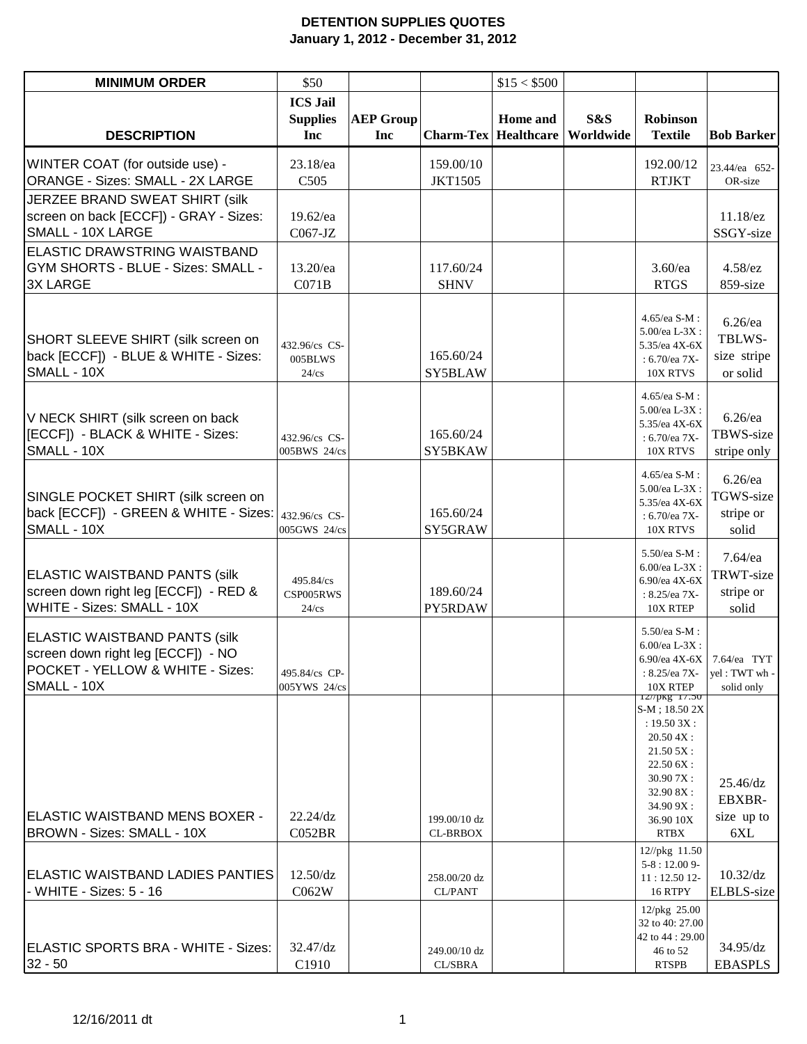**DETENTION SUPPLIES QUOTES**
**January 1, 2012 - December 31, 2012**

| MINIMUM ORDER | $50 | | | $15 < $500 | | | |
|---|---|---|---|---|---|---|---|
| **DESCRIPTION** | **ICS Jail Supplies Inc** | **AEP Group Inc** | **Charm-Tex** | **Home and Healthcare** | **S&S Worldwide** | **Robinson Textile** | **Bob Barker** |
| WINTER COAT (for outside use) - ORANGE - Sizes: SMALL - 2X LARGE | 23.18/ea C505 | | 159.00/10 JKT1505 | | | 192.00/12 RTJKT | 23.44/ea 652-OR-size |
| JERZEE BRAND SWEAT SHIRT (silk screen on back [ECCF]) - GRAY - Sizes: SMALL - 10X LARGE | 19.62/ea C067-JZ | | | | | | 11.18/ez SSGY-size |
| ELASTIC DRAWSTRING WAISTBAND GYM SHORTS - BLUE - Sizes: SMALL - 3X LARGE | 13.20/ea C071B | | 117.60/24 SHNV | | | 3.60/ea RTGS | 4.58/ez 859-size |
| SHORT SLEEVE SHIRT (silk screen on back [ECCF]) - BLUE & WHITE - Sizes: SMALL - 10X | 432.96/cs CS-005BLWS 24/cs | | 165.60/24 SY5BLAW | | | 4.65/ea S-M : 5.00/ea L-3X : 5.35/ea 4X-6X : 6.70/ea 7X-10X RTVS | 6.26/ea TBLWS-size stripe or solid |
| V NECK SHIRT (silk screen on back [ECCF]) - BLACK & WHITE - Sizes: SMALL - 10X | 432.96/cs CS-005BWS 24/cs | | 165.60/24 SY5BKAW | | | 4.65/ea S-M : 5.00/ea L-3X : 5.35/ea 4X-6X : 6.70/ea 7X-10X RTVS | 6.26/ea TBWS-size stripe only |
| SINGLE POCKET SHIRT (silk screen on back [ECCF]) - GREEN & WHITE - Sizes: SMALL - 10X | 432.96/cs CS-005GWS 24/cs | | 165.60/24 SY5GRAW | | | 4.65/ea S-M : 5.00/ea L-3X : 5.35/ea 4X-6X : 6.70/ea 7X-10X RTVS | 6.26/ea TGWS-size stripe or solid |
| ELASTIC WAISTBAND PANTS (silk screen down right leg [ECCF]) - RED & WHITE - Sizes: SMALL - 10X | 495.84/cs CSP005RWS 24/cs | | 189.60/24 PY5RDAW | | | 5.50/ea S-M : 6.00/ea L-3X : 6.90/ea 4X-6X : 8.25/ea 7X-10X RTEP | 7.64/ea TRWT-size stripe or solid |
| ELASTIC WAISTBAND PANTS (silk screen down right leg [ECCF]) - NO POCKET - YELLOW & WHITE - Sizes: SMALL - 10X | 495.84/cs CP-005YWS 24/cs | | | | | 5.50/ea S-M : 6.00/ea L-3X : 6.90/ea 4X-6X : 8.25/ea 7X-10X RTEP | 7.64/ea TYT yel : TWT wh - solid only |
| ELASTIC WAISTBAND MENS BOXER - BROWN - Sizes: SMALL - 10X | 22.24/dz C052BR | | 199.00/10 dz CL-BRBOX | | | 12//pkg 17.50 S-M ; 18.50 2X : 19.50 3X : 20.50 4X : 21.50 5X : 22.50 6X : 30.90 7X : 32.90 8X : 34.90 9X : 36.90 10X RTBX | 25.46/dz EBXBR-size up to 6XL |
| ELASTIC WAISTBAND LADIES PANTIES - WHITE - Sizes: 5 - 16 | 12.50/dz C062W | | 258.00/20 dz CL/PANT | | | 12//pkg 11.50 5-8 : 12.00 9-11 : 12.50 12-16 RTPY | 10.32/dz ELBLS-size |
| ELASTIC SPORTS BRA - WHITE - Sizes: 32 - 50 | 32.47/dz C1910 | | 249.00/10 dz CL/SBRA | | | 12/pkg 25.00 32 to 40: 27.00 42 to 44 : 29.00 46 to 52 RTSPB | 34.95/dz EBASPLS |

12/16/2011 dt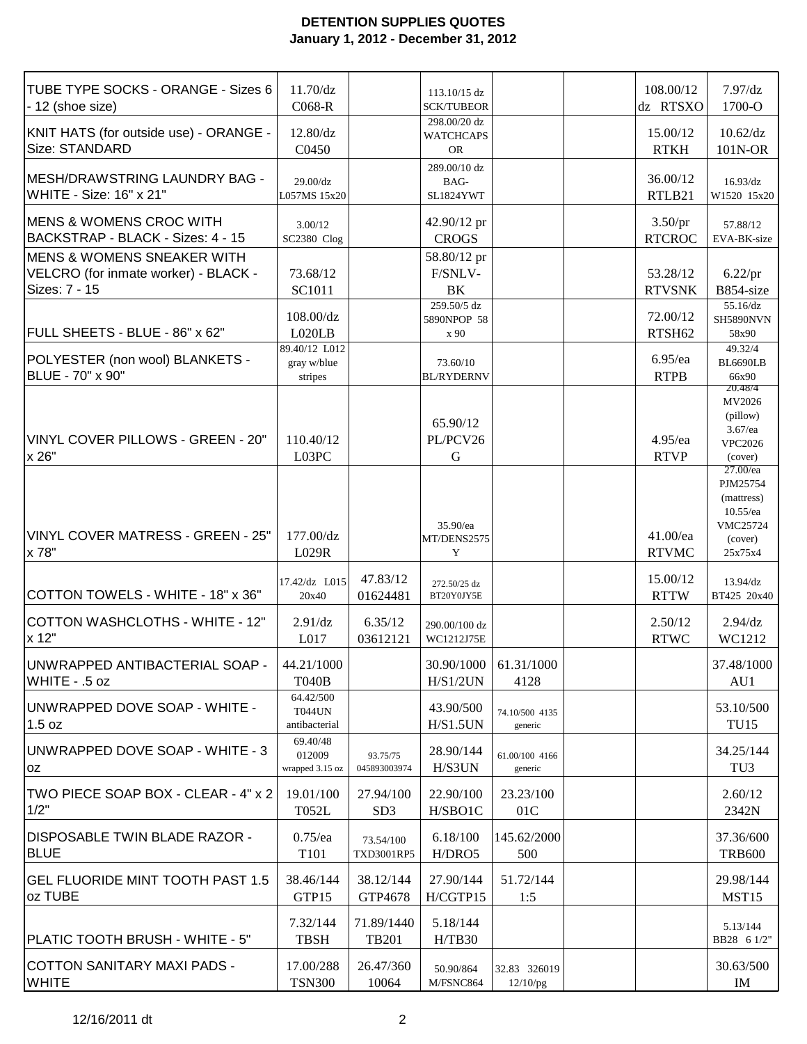# DETENTION SUPPLIES QUOTES

**January 1, 2012 - December 31, 2012**

| | | | | | | | |
|---|---|---|---|---|---|---|---|
| TUBE TYPE SOCKS - ORANGE - Sizes 6 - 12 (shoe size) | 11.70/dz C068-R | | 113.10/15 dz SCK/TUBEOR | | | 108.00/12 dz RTSXO | 7.97/dz 1700-O |
| KNIT HATS (for outside use) - ORANGE - Size: STANDARD | 12.80/dz C0450 | | 298.00/20 dz WATCHCAPS OR | | | 15.00/12 RTKH | 10.62/dz 101N-OR |
| MESH/DRAWSTRING LAUNDRY BAG - WHITE - Size: 16" x 21" | 29.00/dz L057MS 15x20 | | 289.00/10 dz BAG-SL1824YWT | | | 36.00/12 RTLB21 | 16.93/dz W1520 15x20 |
| MENS & WOMENS CROC WITH BACKSTRAP - BLACK - Sizes: 4 - 15 | 3.00/12 SC2380 Clog | | 42.90/12 pr CROGS | | | 3.50/pr RTCROC | 57.88/12 EVA-BK-size |
| MENS & WOMENS SNEAKER WITH VELCRO (for inmate worker) - BLACK - Sizes: 7 - 15 | 73.68/12 SC1011 | | 58.80/12 pr F/SNLV-BK | | | 53.28/12 RTVSNK | 6.22/pr B854-size |
| FULL SHEETS - BLUE - 86" x 62" | 108.00/dz L020LB | | 259.50/5 dz 5890NPOP 58 x 90 | | | 72.00/12 RTSH62 | 55.16/dz SH5890NVN 58x90 |
| POLYESTER (non wool) BLANKETS - BLUE - 70" x 90" | 89.40/12 L012 gray w/blue stripes | | 73.60/10 BL/RYDERNV | | | 6.95/ea RTPB | 49.32/4 BL6690LB 66x90 |
| VINYL COVER PILLOWS - GREEN - 20" x 26" | 110.40/12 L03PC | | 65.90/12 PL/PCV26 G | | | 4.95/ea RTVP | 20.48/4 MV2026 (pillow) 3.67/ea VPC2026 (cover) |
| VINYL COVER MATRESS - GREEN - 25" x 78" | 177.00/dz L029R | | 35.90/ea MT/DENS2575 Y | | | 41.00/ea RTVMC | 27.00/ea PJM25754 (mattress) 10.55/ea VMC25724 (cover) 25x75x4 |
| COTTON TOWELS - WHITE - 18" x 36" | 17.42/dz L015 20x40 | 47.83/12 01624481 | 272.50/25 dz BT20Y0JY5E | | | 15.00/12 RTTW | 13.94/dz BT425 20x40 |
| COTTON WASHCLOTHS - WHITE - 12" x 12" | 2.91/dz L017 | 6.35/12 03612121 | 290.00/100 dz WC1212J75E | | | 2.50/12 RTWC | 2.94/dz WC1212 |
| UNWRAPPED ANTIBACTERIAL SOAP - WHITE - .5 oz | 44.21/1000 T040B | | 30.90/1000 H/S1/2UN | 61.31/1000 4128 | | | 37.48/1000 AU1 |
| UNWRAPPED DOVE SOAP - WHITE - 1.5 oz | 64.42/500 T044UN antibacterial | | 43.90/500 H/S1.5UN | 74.10/500 4135 generic | | | 53.10/500 TU15 |
| UNWRAPPED DOVE SOAP - WHITE - 3 oz | 69.40/48 012009 wrapped 3.15 oz | 93.75/75 045893003974 | 28.90/144 H/S3UN | 61.00/100 4166 generic | | | 34.25/144 TU3 |
| TWO PIECE SOAP BOX - CLEAR - 4" x 2 1/2" | 19.01/100 T052L | 27.94/100 SD3 | 22.90/100 H/SBO1C | 23.23/100 01C | | | 2.60/12 2342N |
| DISPOSABLE TWIN BLADE RAZOR - BLUE | 0.75/ea T101 | 73.54/100 TXD3001RP5 | 6.18/100 H/DRO5 | 145.62/2000 500 | | | 37.36/600 TRB600 |
| GEL FLUORIDE MINT TOOTH PAST 1.5 oz TUBE | 38.46/144 GTP15 | 38.12/144 GTP4678 | 27.90/144 H/CGTP15 | 51.72/144 1:5 | | | 29.98/144 MST15 |
| PLATIC TOOTH BRUSH - WHITE - 5" | 7.32/144 TBSH | 71.89/1440 TB201 | 5.18/144 H/TB30 | | | | 5.13/144 BB28 6 1/2" |
| COTTON SANITARY MAXI PADS - WHITE | 17.00/288 TSN300 | 26.47/360 10064 | 50.90/864 M/FSNC864 | 32.83 326019 12/10/pg | | | 30.63/500 IM |

12/16/2011 dt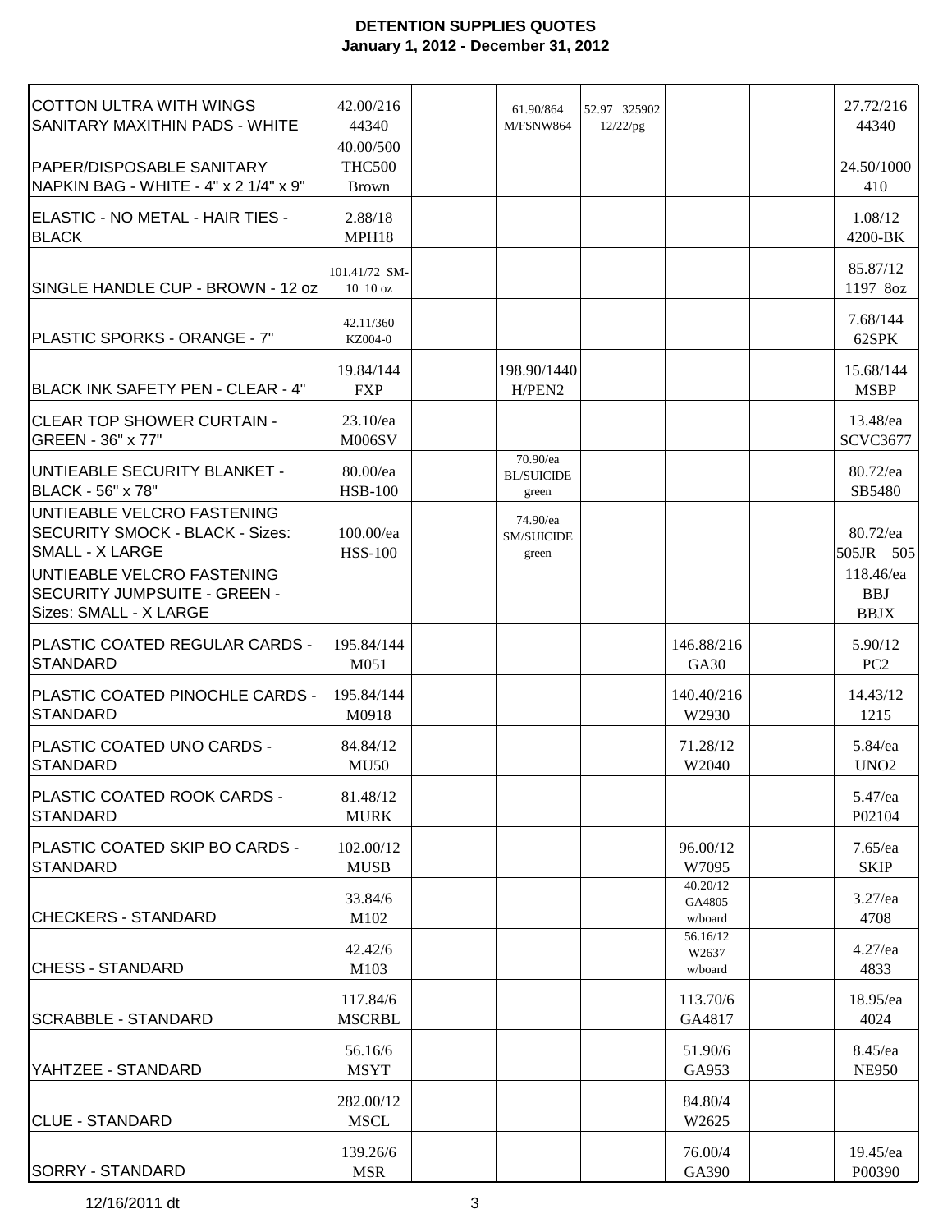**DETENTION SUPPLIES QUOTES**
**January 1, 2012 - December 31, 2012**

| | | | | | | | |
|---|---|---|---|---|---|---|---|
| COTTON ULTRA WITH WINGS SANITARY MAXITHIN PADS - WHITE | 42.00/216 44340 | | 61.90/864 M/FSNW864 | 52.97 325902 12/22/pg | | | 27.72/216 44340 |
| PAPER/DISPOSABLE SANITARY NAPKIN BAG - WHITE - 4" x 2 1/4" x 9" | 40.00/500 THC500 Brown | | | | | | 24.50/1000 410 |
| ELASTIC - NO METAL - HAIR TIES - BLACK | 2.88/18 MPH18 | | | | | | 1.08/12 4200-BK |
| SINGLE HANDLE CUP - BROWN - 12 oz | 101.41/72 SM-10 10 oz | | | | | | 85.87/12 1197 8oz |
| PLASTIC SPORKS - ORANGE - 7" | 42.11/360 KZ004-0 | | | | | | 7.68/144 62SPK |
| BLACK INK SAFETY PEN - CLEAR - 4" | 19.84/144 FXP | | 198.90/1440 H/PEN2 | | | | 15.68/144 MSBP |
| CLEAR TOP SHOWER CURTAIN - GREEN - 36" x 77" | 23.10/ea M006SV | | | | | | 13.48/ea SCVC3677 |
| UNTIEABLE SECURITY BLANKET - BLACK - 56" x 78" | 80.00/ea HSB-100 | | 70.90/ea BL/SUICIDE green | | | | 80.72/ea SB5480 |
| UNTIEABLE VELCRO FASTENING SECURITY SMOCK - BLACK - Sizes: SMALL - X LARGE | 100.00/ea HSS-100 | | 74.90/ea SM/SUICIDE green | | | | 80.72/ea 505JR 505 |
| UNTIEABLE VELCRO FASTENING SECURITY JUMPSUITE - GREEN - Sizes: SMALL - X LARGE | | | | | | | 118.46/ea BBJ BBJX |
| PLASTIC COATED REGULAR CARDS - STANDARD | 195.84/144 M051 | | | | 146.88/216 GA30 | | 5.90/12 PC2 |
| PLASTIC COATED PINOCHLE CARDS - STANDARD | 195.84/144 M0918 | | | | 140.40/216 W2930 | | 14.43/12 1215 |
| PLASTIC COATED UNO CARDS - STANDARD | 84.84/12 MU50 | | | | 71.28/12 W2040 | | 5.84/ea UNO2 |
| PLASTIC COATED ROOK CARDS - STANDARD | 81.48/12 MURK | | | | | | 5.47/ea P02104 |
| PLASTIC COATED SKIP BO CARDS - STANDARD | 102.00/12 MUSB | | | | 96.00/12 W7095 | | 7.65/ea SKIP |
| CHECKERS - STANDARD | 33.84/6 M102 | | | | 40.20/12 GA4805 w/board | | 3.27/ea 4708 |
| CHESS - STANDARD | 42.42/6 M103 | | | | 56.16/12 W2637 w/board | | 4.27/ea 4833 |
| SCRABBLE - STANDARD | 117.84/6 MSCRBL | | | | 113.70/6 GA4817 | | 18.95/ea 4024 |
| YAHTZEE - STANDARD | 56.16/6 MSYT | | | | 51.90/6 GA953 | | 8.45/ea NE950 |
| CLUE - STANDARD | 282.00/12 MSCL | | | | 84.80/4 W2625 | | |
| SORRY - STANDARD | 139.26/6 MSR | | | | 76.00/4 GA390 | | 19.45/ea P00390 |

12/16/2011 dt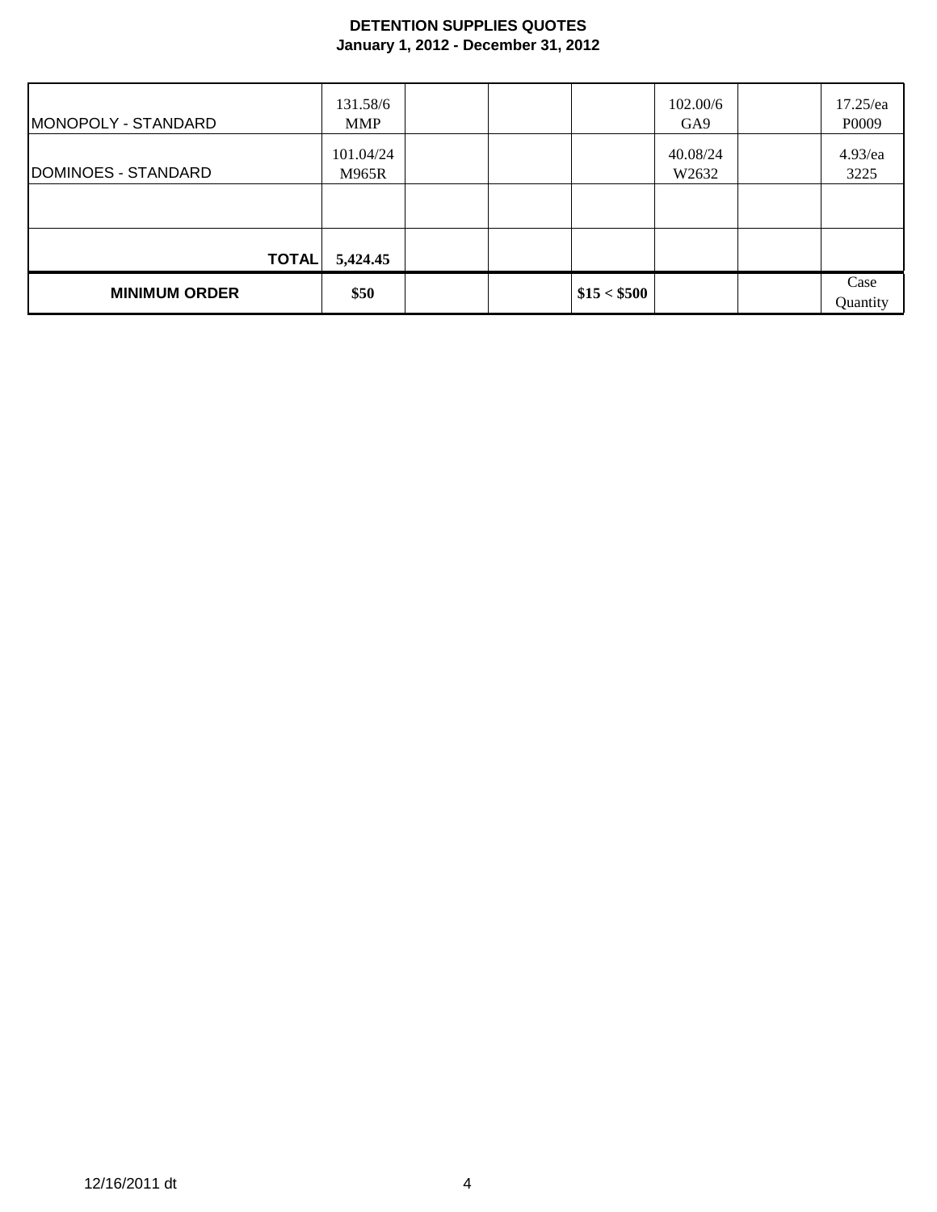**DETENTION SUPPLIES QUOTES**
**January 1, 2012 - December 31, 2012**

| | | | | | | | |
|---|---|---|---|---|---|---|---|
| MONOPOLY - STANDARD | 131.58/6 MMP | | | | 102.00/6 GA9 | | 17.25/ea P0009 |
| DOMINOES - STANDARD | 101.04/24 M965R | | | | 40.08/24 W2632 | | 4.93/ea 3225 |
| | | | | | | | |
| **TOTAL** | **5,424.45** | | | | | | |
| **MINIMUM ORDER** | **$50** | | | **$15 < $500** | | | Case Quantity |

12/16/2011 dt